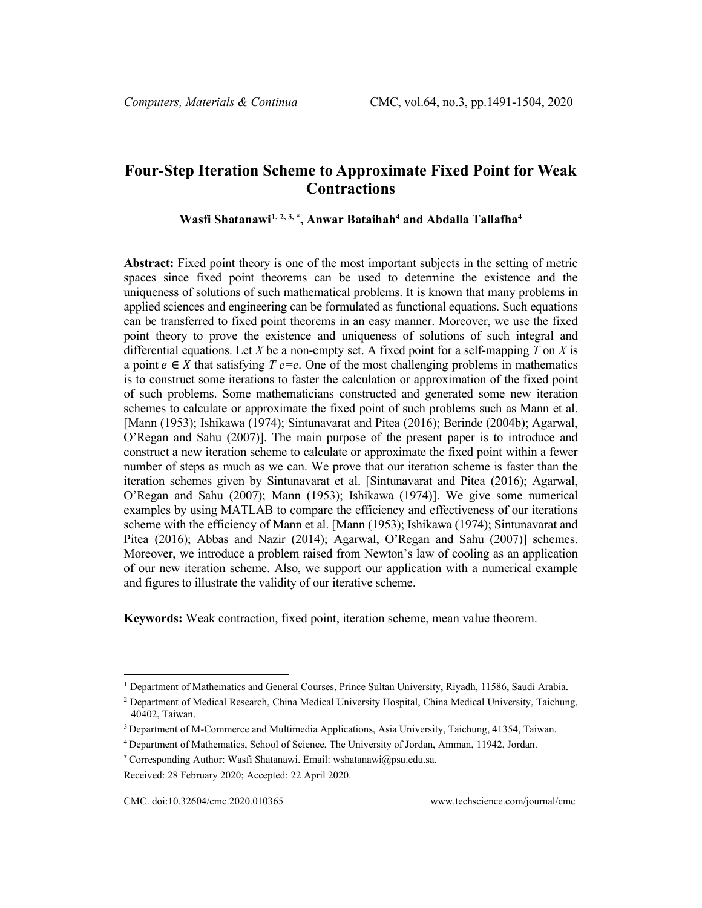# Four-Step Iteration Scheme to Approximate Fixed Point for Weak Contractions

**Wasfi Shatanawi[1, 2, 3, *], Anwar Bataihah[4] and Abdalla Tallafha[4]**

**Abstract:** Fixed point theory is one of the most important subjects in the setting of metric spaces since fixed point theorems can be used to determine the existence and the uniqueness of solutions of such mathematical problems. It is known that many problems in applied sciences and engineering can be formulated as functional equations. Such equations can be transferred to fixed point theorems in an easy manner. Moreover, we use the fixed point theory to prove the existence and uniqueness of solutions of such integral and differential equations. Let $X$ be a non-empty set. A fixed point for a self-mapping $T$ on $X$ is a point $e \in X$ that satisfying $T\,e=e$. One of the most challenging problems in mathematics is to construct some iterations to faster the calculation or approximation of the fixed point of such problems. Some mathematicians constructed and generated some new iteration schemes to calculate or approximate the fixed point of such problems such as Mann et al. [Mann (1953); Ishikawa (1974); Sintunavarat and Pitea (2016); Berinde (2004b); Agarwal, O'Regan and Sahu (2007)]. The main purpose of the present paper is to introduce and construct a new iteration scheme to calculate or approximate the fixed point within a fewer number of steps as much as we can. We prove that our iteration scheme is faster than the iteration schemes given by Sintunavarat et al. [Sintunavarat and Pitea (2016); Agarwal, O'Regan and Sahu (2007); Mann (1953); Ishikawa (1974)]. We give some numerical examples by using MATLAB to compare the efficiency and effectiveness of our iterations scheme with the efficiency of Mann et al. [Mann (1953); Ishikawa (1974); Sintunavarat and Pitea (2016); Abbas and Nazir (2014); Agarwal, O'Regan and Sahu (2007)] schemes. Moreover, we introduce a problem raised from Newton's law of cooling as an application of our new iteration scheme. Also, we support our application with a numerical example and figures to illustrate the validity of our iterative scheme.

**Keywords:** Weak contraction, fixed point, iteration scheme, mean value theorem.

---

[1] Department of Mathematics and General Courses, Prince Sultan University, Riyadh, 11586, Saudi Arabia.

[2] Department of Medical Research, China Medical University Hospital, China Medical University, Taichung, 40402, Taiwan.

[3] Department of M-Commerce and Multimedia Applications, Asia University, Taichung, 41354, Taiwan.

[4] Department of Mathematics, School of Science, The University of Jordan, Amman, 11942, Jordan.

[*] Corresponding Author: Wasfi Shatanawi. Email: wshatanawi@psu.edu.sa.

Received: 28 February 2020; Accepted: 22 April 2020.

CMC. doi:10.32604/cmc.2020.010365 www.techscience.com/journal/cmc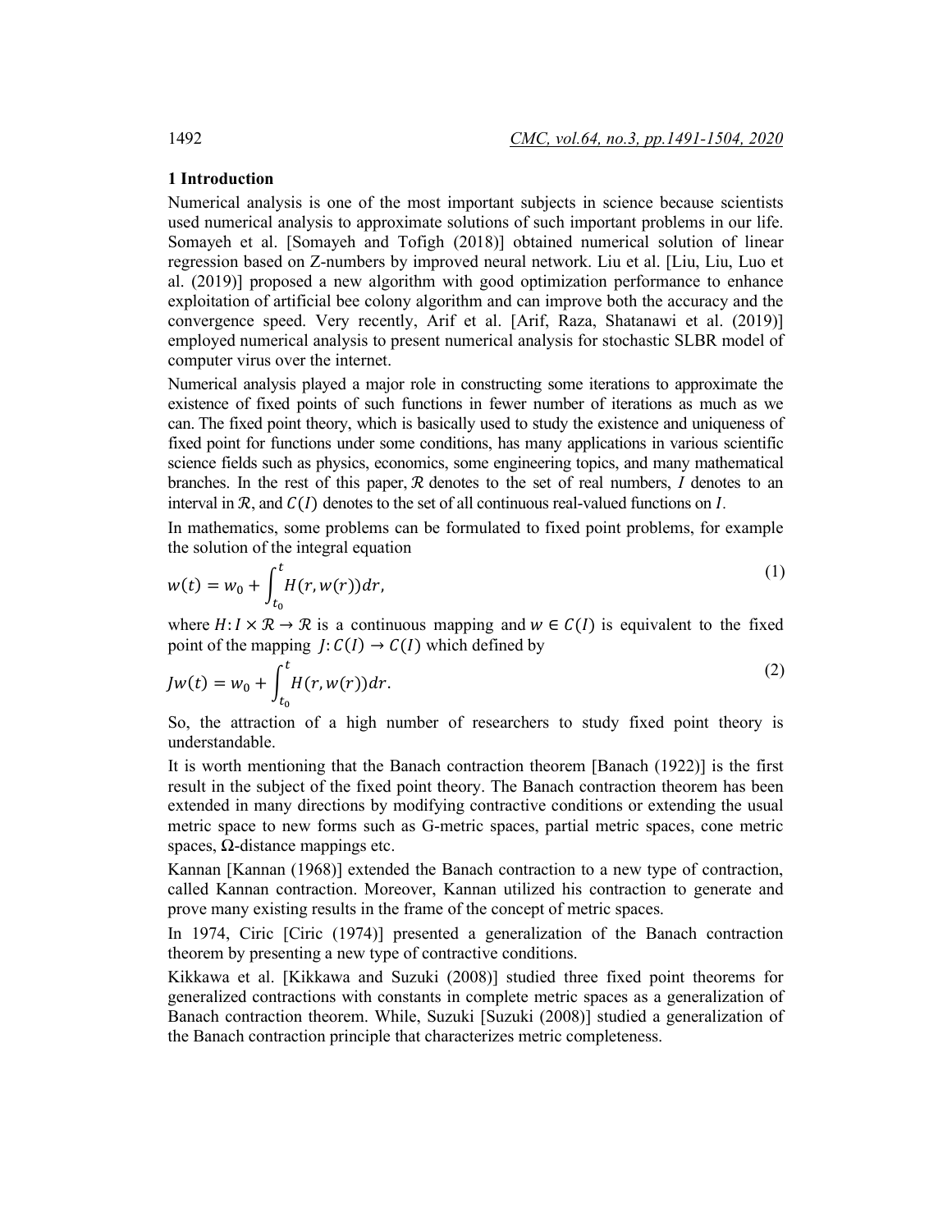## 1 Introduction

Numerical analysis is one of the most important subjects in science because scientists used numerical analysis to approximate solutions of such important problems in our life. Somayeh et al. [Somayeh and Tofigh (2018)] obtained numerical solution of linear regression based on Z-numbers by improved neural network. Liu et al. [Liu, Liu, Luo et al. (2019)] proposed a new algorithm with good optimization performance to enhance exploitation of artificial bee colony algorithm and can improve both the accuracy and the convergence speed. Very recently, Arif et al. [Arif, Raza, Shatanawi et al. (2019)] employed numerical analysis to present numerical analysis for stochastic SLBR model of computer virus over the internet.

Numerical analysis played a major role in constructing some iterations to approximate the existence of fixed points of such functions in fewer number of iterations as much as we can. The fixed point theory, which is basically used to study the existence and uniqueness of fixed point for functions under some conditions, has many applications in various scientific science fields such as physics, economics, some engineering topics, and many mathematical branches. In the rest of this paper, $\mathcal{R}$ denotes to the set of real numbers, $I$ denotes to an interval in $\mathcal{R}$, and $C(I)$ denotes to the set of all continuous real-valued functions on $I$.

In mathematics, some problems can be formulated to fixed point problems, for example the solution of the integral equation

$$w(t) = w_0 + \int_{t_0}^{t} H(r, w(r))dr, \tag{1}$$

where $H: I \times \mathcal{R} \to \mathcal{R}$ is a continuous mapping and $w \in C(I)$ is equivalent to the fixed point of the mapping $J: C(I) \to C(I)$ which defined by

$$Jw(t) = w_0 + \int_{t_0}^{t} H(r, w(r))dr. \tag{2}$$

So, the attraction of a high number of researchers to study fixed point theory is understandable.

It is worth mentioning that the Banach contraction theorem [Banach (1922)] is the first result in the subject of the fixed point theory. The Banach contraction theorem has been extended in many directions by modifying contractive conditions or extending the usual metric space to new forms such as G-metric spaces, partial metric spaces, cone metric spaces, Ω-distance mappings etc.

Kannan [Kannan (1968)] extended the Banach contraction to a new type of contraction, called Kannan contraction. Moreover, Kannan utilized his contraction to generate and prove many existing results in the frame of the concept of metric spaces.

In 1974, Ciric [Ciric (1974)] presented a generalization of the Banach contraction theorem by presenting a new type of contractive conditions.

Kikkawa et al. [Kikkawa and Suzuki (2008)] studied three fixed point theorems for generalized contractions with constants in complete metric spaces as a generalization of Banach contraction theorem. While, Suzuki [Suzuki (2008)] studied a generalization of the Banach contraction principle that characterizes metric completeness.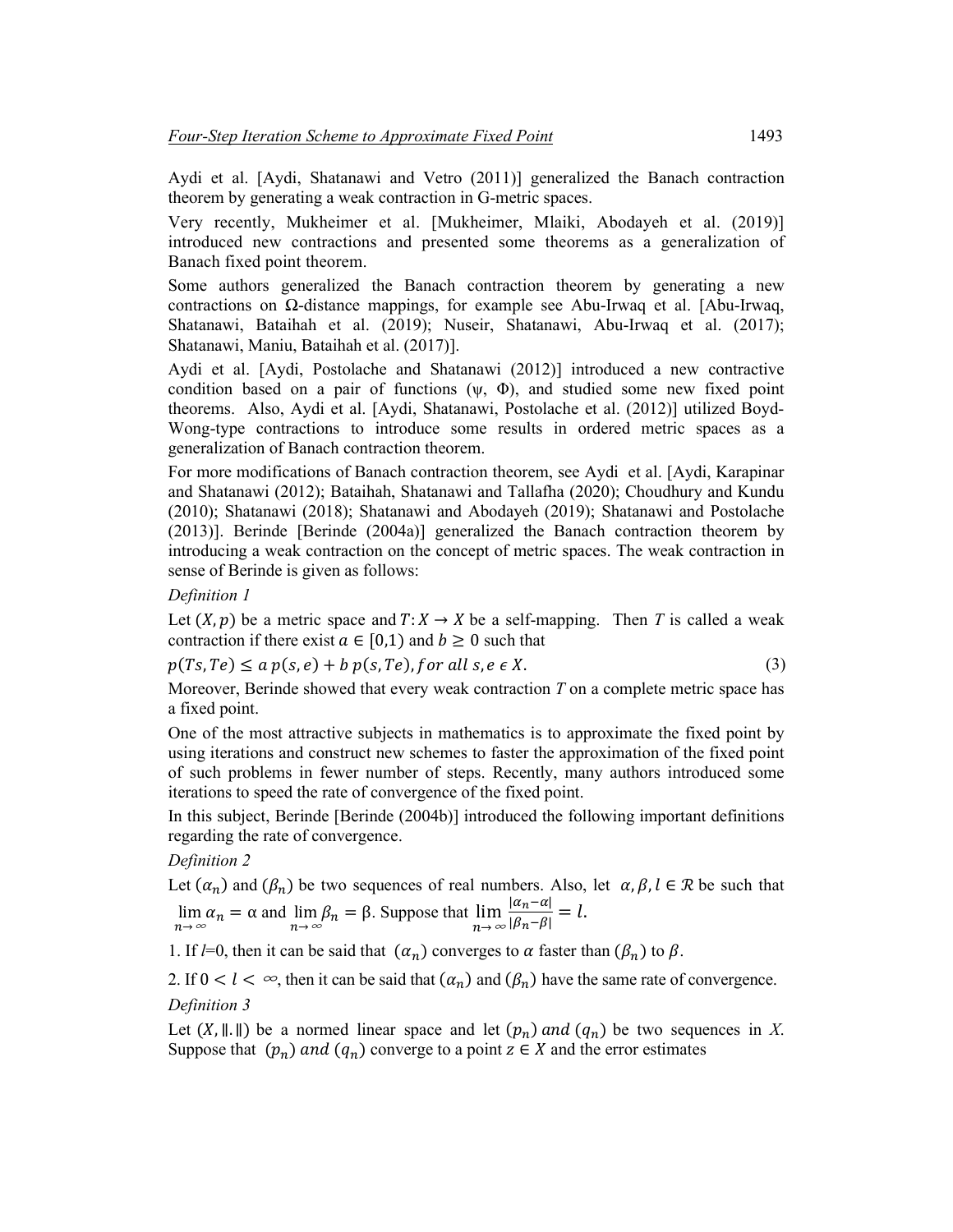Aydi et al. [Aydi, Shatanawi and Vetro (2011)] generalized the Banach contraction theorem by generating a weak contraction in G-metric spaces.

Very recently, Mukheimer et al. [Mukheimer, Mlaiki, Abodayeh et al. (2019)] introduced new contractions and presented some theorems as a generalization of Banach fixed point theorem.

Some authors generalized the Banach contraction theorem by generating a new contractions on Ω-distance mappings, for example see Abu-Irwaq et al. [Abu-Irwaq, Shatanawi, Bataihah et al. (2019); Nuseir, Shatanawi, Abu-Irwaq et al. (2017); Shatanawi, Maniu, Bataihah et al. (2017)].

Aydi et al. [Aydi, Postolache and Shatanawi (2012)] introduced a new contractive condition based on a pair of functions (ψ, Φ), and studied some new fixed point theorems. Also, Aydi et al. [Aydi, Shatanawi, Postolache et al. (2012)] utilized Boyd-Wong-type contractions to introduce some results in ordered metric spaces as a generalization of Banach contraction theorem.

For more modifications of Banach contraction theorem, see Aydi et al. [Aydi, Karapinar and Shatanawi (2012); Bataihah, Shatanawi and Tallafha (2020); Choudhury and Kundu (2010); Shatanawi (2018); Shatanawi and Abodayeh (2019); Shatanawi and Postolache (2013)]. Berinde [Berinde (2004a)] generalized the Banach contraction theorem by introducing a weak contraction on the concept of metric spaces. The weak contraction in sense of Berinde is given as follows:

*Definition 1*

Let $(X, p)$ be a metric space and $T: X \to X$ be a self-mapping. Then $T$ is called a weak contraction if there exist $a \in [0,1)$ and $b \geq 0$ such that

$$p(Ts, Te) \leq a\, p(s, e) + b\, p(s, Te), \text{ for all } s, e \in X. \tag{3}$$

Moreover, Berinde showed that every weak contraction $T$ on a complete metric space has a fixed point.

One of the most attractive subjects in mathematics is to approximate the fixed point by using iterations and construct new schemes to faster the approximation of the fixed point of such problems in fewer number of steps. Recently, many authors introduced some iterations to speed the rate of convergence of the fixed point.

In this subject, Berinde [Berinde (2004b)] introduced the following important definitions regarding the rate of convergence.

*Definition 2*

Let $(\alpha_n)$ and $(\beta_n)$ be two sequences of real numbers. Also, let $\alpha, \beta, l \in \mathcal{R}$ be such that $\lim_{n\to\infty} \alpha_n = \alpha$ and $\lim_{n\to\infty} \beta_n = \beta$. Suppose that $\lim_{n\to\infty} \frac{|\alpha_n - \alpha|}{|\beta_n - \beta|} = l$.

1. If $l=0$, then it can be said that $(\alpha_n)$ converges to $\alpha$ faster than $(\beta_n)$ to $\beta$.

2. If $0 < l < \infty$, then it can be said that $(\alpha_n)$ and $(\beta_n)$ have the same rate of convergence.

*Definition 3*

Let $(X, \|.\|)$ be a normed linear space and let $(p_n)$ and $(q_n)$ be two sequences in $X$. Suppose that $(p_n)$ and $(q_n)$ converge to a point $z \in X$ and the error estimates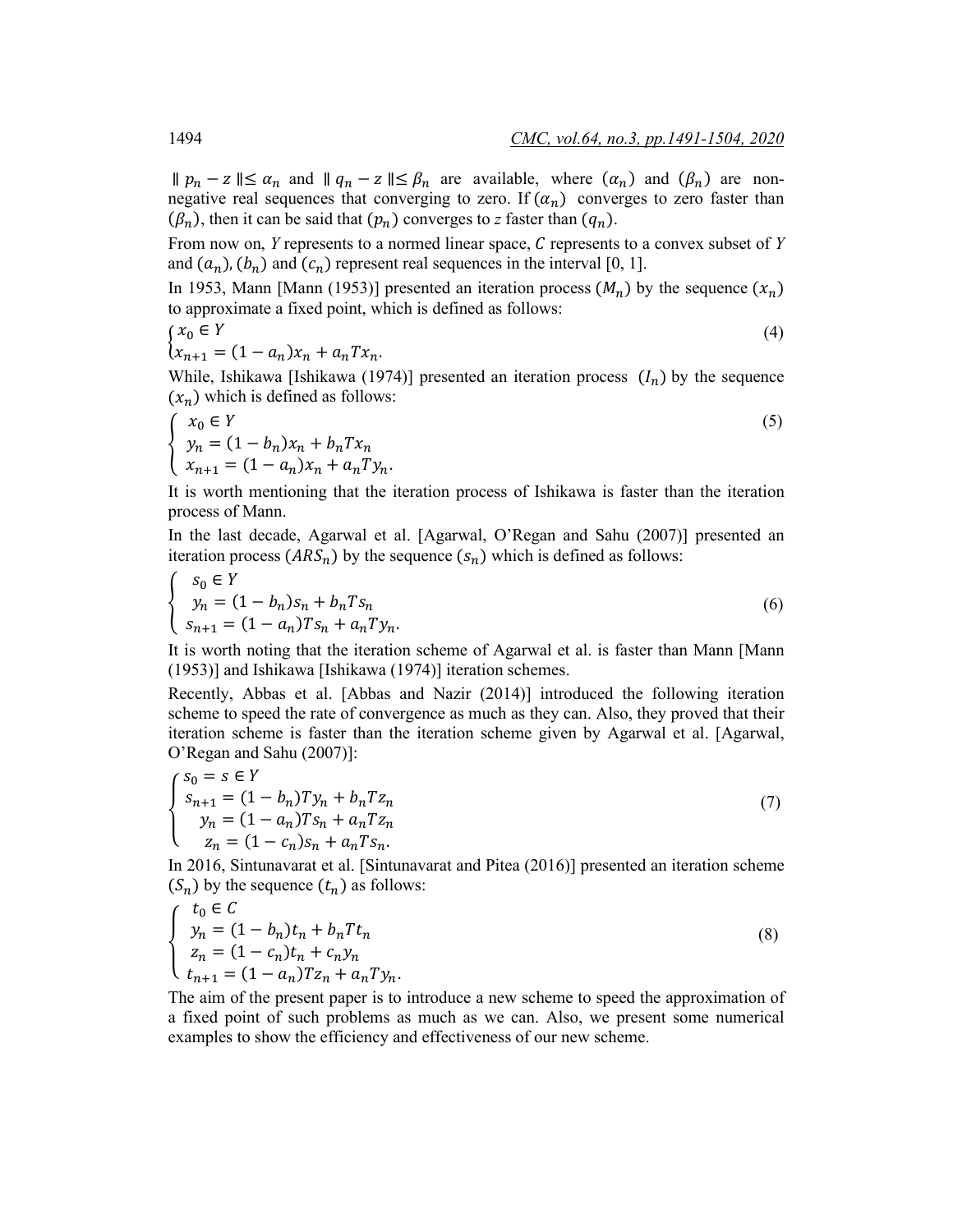$\| p_n - z \| \leq \alpha_n$ and $\| q_n - z \| \leq \beta_n$ are available, where $(\alpha_n)$ and $(\beta_n)$ are non-negative real sequences that converging to zero. If $(\alpha_n)$ converges to zero faster than $(\beta_n)$, then it can be said that $(p_n)$ converges to $z$ faster than $(q_n)$.

From now on, $Y$ represents to a normed linear space, $C$ represents to a convex subset of $Y$ and $(a_n)$, $(b_n)$ and $(c_n)$ represent real sequences in the interval [0, 1].

In 1953, Mann [Mann (1953)] presented an iteration process $(M_n)$ by the sequence $(x_n)$ to approximate a fixed point, which is defined as follows:

$$\begin{cases} x_0 \in Y \\ x_{n+1} = (1 - a_n)x_n + a_n T x_n. \end{cases} \tag{4}$$

While, Ishikawa [Ishikawa (1974)] presented an iteration process $(I_n)$ by the sequence $(x_n)$ which is defined as follows:

$$\begin{cases} x_0 \in Y \\ y_n = (1 - b_n)x_n + b_n T x_n \\ x_{n+1} = (1 - a_n)x_n + a_n T y_n. \end{cases} \tag{5}$$

It is worth mentioning that the iteration process of Ishikawa is faster than the iteration process of Mann.

In the last decade, Agarwal et al. [Agarwal, O'Regan and Sahu (2007)] presented an iteration process $(ARS_n)$ by the sequence $(s_n)$ which is defined as follows:

$$\begin{cases} s_0 \in Y \\ y_n = (1 - b_n)s_n + b_n T s_n \\ s_{n+1} = (1 - a_n)T s_n + a_n T y_n. \end{cases} \tag{6}$$

It is worth noting that the iteration scheme of Agarwal et al. is faster than Mann [Mann (1953)] and Ishikawa [Ishikawa (1974)] iteration schemes.

Recently, Abbas et al. [Abbas and Nazir (2014)] introduced the following iteration scheme to speed the rate of convergence as much as they can. Also, they proved that their iteration scheme is faster than the iteration scheme given by Agarwal et al. [Agarwal, O'Regan and Sahu (2007)]:

$$\begin{cases} s_0 = s \in Y \\ s_{n+1} = (1 - b_n)T y_n + b_n T z_n \\ y_n = (1 - a_n)T s_n + a_n T z_n \\ z_n = (1 - c_n)s_n + a_n T s_n. \end{cases} \tag{7}$$

In 2016, Sintunavarat et al. [Sintunavarat and Pitea (2016)] presented an iteration scheme $(S_n)$ by the sequence $(t_n)$ as follows:

$$\begin{cases} t_0 \in C \\ y_n = (1 - b_n)t_n + b_n T t_n \\ z_n = (1 - c_n)t_n + c_n y_n \\ t_{n+1} = (1 - a_n)T z_n + a_n T y_n. \end{cases} \tag{8}$$

The aim of the present paper is to introduce a new scheme to speed the approximation of a fixed point of such problems as much as we can. Also, we present some numerical examples to show the efficiency and effectiveness of our new scheme.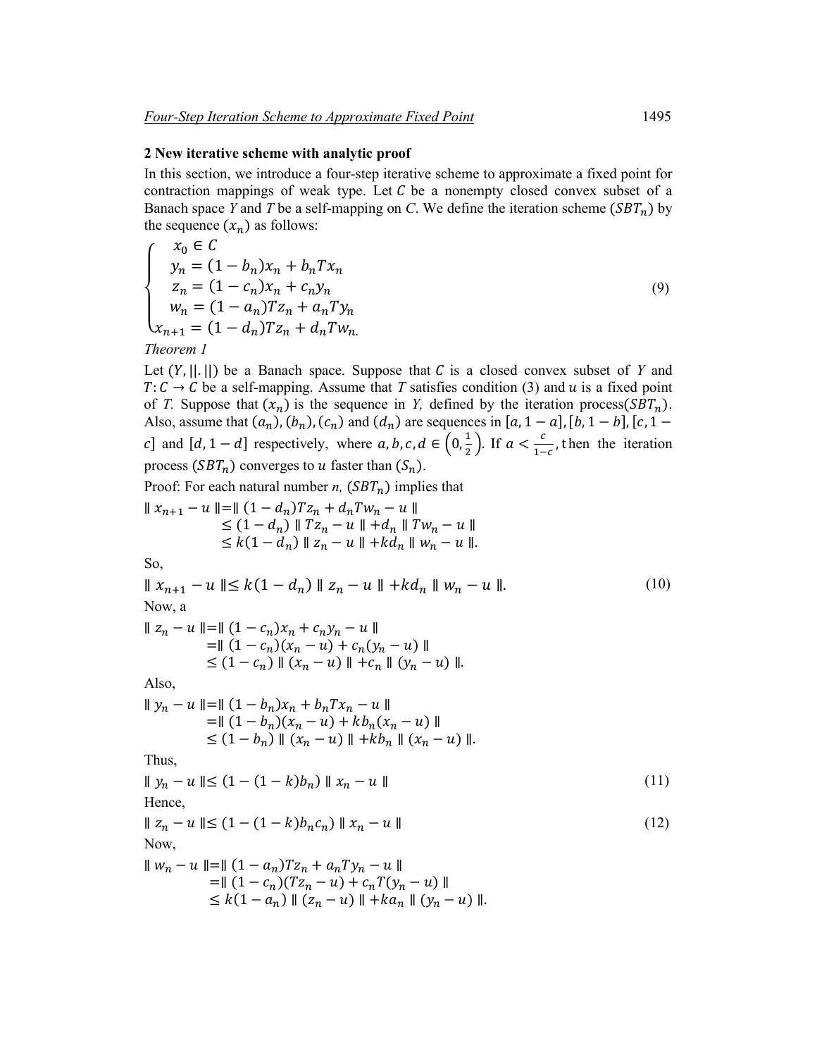## 2 New iterative scheme with analytic proof

In this section, we introduce a four-step iterative scheme to approximate a fixed point for contraction mappings of weak type. Let $C$ be a nonempty closed convex subset of a Banach space $Y$ and $T$ be a self-mapping on $C$. We define the iteration scheme $(SBT_n)$ by the sequence $(x_n)$ as follows:

$$
\begin{cases}
x_0 \in C \\
y_n = (1 - b_n)x_n + b_n T x_n \\
z_n = (1 - c_n)x_n + c_n y_n \\
w_n = (1 - a_n)T z_n + a_n T y_n \\
x_{n+1} = (1 - d_n)T z_n + d_n T w_n.
\end{cases}
\tag{9}
$$

*Theorem 1*

Let $(Y, \|.\|)$ be a Banach space. Suppose that $C$ is a closed convex subset of $Y$ and $T: C \to C$ be a self-mapping. Assume that $T$ satisfies condition (3) and $u$ is a fixed point of $T$. Suppose that $(x_n)$ is the sequence in $Y$, defined by the iteration process$(SBT_n)$. Also, assume that $(a_n), (b_n), (c_n)$ and $(d_n)$ are sequences in $[a, 1-a], [b, 1-b], [c, 1-c]$ and $[d, 1-d]$ respectively, where $a, b, c, d \in \left(0, \frac{1}{2}\right)$. If $a < \frac{c}{1-c}$, then the iteration process $(SBT_n)$ converges to $u$ faster than $(S_n)$.

Proof: For each natural number $n$, $(SBT_n)$ implies that

$$
\begin{aligned}
\| x_{n+1} - u \| &= \| (1 - d_n)T z_n + d_n T w_n - u \| \\
&\leq (1 - d_n) \| T z_n - u \| + d_n \| T w_n - u \| \\
&\leq k(1 - d_n) \| z_n - u \| + k d_n \| w_n - u \|.
\end{aligned}
$$

So,

$$
\| x_{n+1} - u \| \leq k(1 - d_n) \| z_n - u \| + k d_n \| w_n - u \|. \tag{10}
$$

Now, a

$$
\begin{aligned}
\| z_n - u \| &= \| (1 - c_n)x_n + c_n y_n - u \| \\
&= \| (1 - c_n)(x_n - u) + c_n(y_n - u) \| \\
&\leq (1 - c_n) \| (x_n - u) \| + c_n \| (y_n - u) \|.
\end{aligned}
$$

Also,

$$
\begin{aligned}
\| y_n - u \| &= \| (1 - b_n)x_n + b_n T x_n - u \| \\
&= \| (1 - b_n)(x_n - u) + k b_n(x_n - u) \| \\
&\leq (1 - b_n) \| (x_n - u) \| + k b_n \| (x_n - u) \|.
\end{aligned}
$$

Thus,

$$
\| y_n - u \| \leq (1 - (1 - k)b_n) \| x_n - u \| \tag{11}
$$

Hence,

$$
\| z_n - u \| \leq (1 - (1 - k)b_n c_n) \| x_n - u \| \tag{12}
$$

Now,

$$
\begin{aligned}
\| w_n - u \| &= \| (1 - a_n)T z_n + a_n T y_n - u \| \\
&= \| (1 - c_n)(T z_n - u) + c_n T(y_n - u) \| \\
&\leq k(1 - a_n) \| (z_n - u) \| + k a_n \| (y_n - u) \|.
\end{aligned}
$$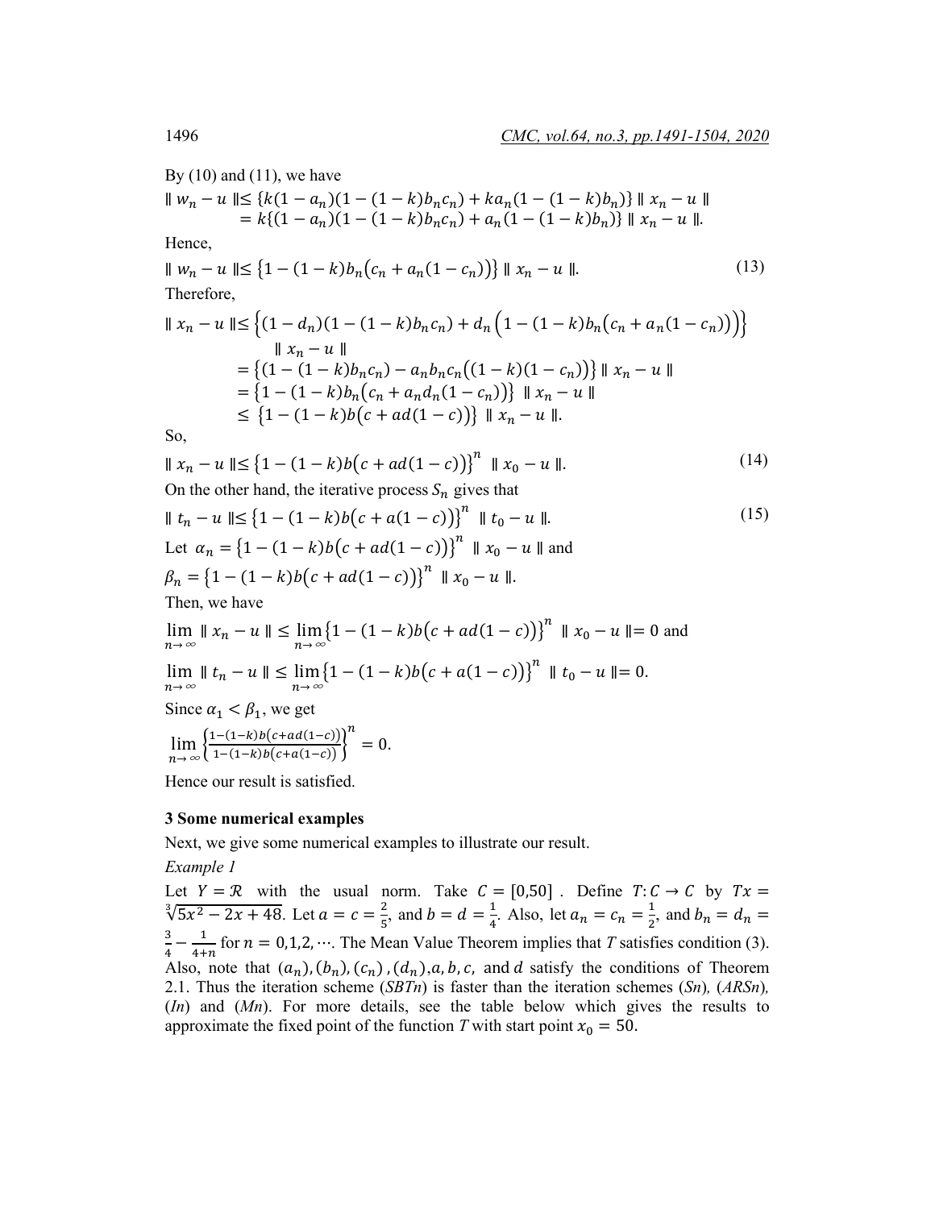By (10) and (11), we have

$$\| w_n - u \| \leq \{k(1-a_n)(1-(1-k)b_nc_n) + ka_n(1-(1-k)b_n)\} \| x_n - u \|$$
$$= k\{(1-a_n)(1-(1-k)b_nc_n) + a_n(1-(1-k)b_n)\} \| x_n - u \|.$$

Hence,

$$\| w_n - u \| \leq \{1-(1-k)b_n(c_n + a_n(1-c_n))\} \| x_n - u \|. \tag{13}$$

Therefore,

$$\| x_n - u \| \leq \left\{(1-d_n)(1-(1-k)b_nc_n) + d_n\left(1-(1-k)b_n(c_n + a_n(1-c_n))\right)\right\} \| x_n - u \|$$
$$= \{(1-(1-k)b_nc_n) - a_nb_nc_n((1-k)(1-c_n))\} \| x_n - u \|$$
$$= \{1-(1-k)b_n(c_n + a_nd_n(1-c_n))\} \| x_n - u \|$$
$$\leq \{1-(1-k)b(c+ad(1-c))\} \| x_n - u \|.$$

So,

$$\| x_n - u \| \leq \{1-(1-k)b(c+ad(1-c))\}^n \| x_0 - u \|. \tag{14}$$

On the other hand, the iterative process $S_n$ gives that

$$\| t_n - u \| \leq \{1-(1-k)b(c+a(1-c))\}^n \| t_0 - u \|. \tag{15}$$

Let $\alpha_n = \{1-(1-k)b(c+ad(1-c))\}^n \| x_0 - u \|$ and

$\beta_n = \{1-(1-k)b(c+ad(1-c))\}^n \| x_0 - u \|$.

Then, we have

$$\lim_{n\to\infty} \| x_n - u \| \leq \lim_{n\to\infty} \{1-(1-k)b(c+ad(1-c))\}^n \| x_0 - u \| = 0 \text{ and}$$

$$\lim_{n\to\infty} \| t_n - u \| \leq \lim_{n\to\infty} \{1-(1-k)b(c+a(1-c))\}^n \| t_0 - u \| = 0.$$

Since $\alpha_1 < \beta_1$, we get

$$\lim_{n\to\infty} \left\{\frac{1-(1-k)b(c+ad(1-c))}{1-(1-k)b(c+a(1-c))}\right\}^n = 0.$$

Hence our result is satisfied.

## 3 Some numerical examples

Next, we give some numerical examples to illustrate our result.

*Example 1*

Let $Y = \mathcal{R}$ with the usual norm. Take $C = [0,50]$. Define $T: C \to C$ by $Tx = \sqrt[3]{5x^2 - 2x + 48}$. Let $a = c = \frac{2}{5}$, and $b = d = \frac{1}{4}$. Also, let $a_n = c_n = \frac{1}{2}$, and $b_n = d_n = \frac{3}{4} - \frac{1}{4+n}$ for $n = 0,1,2,\cdots$. The Mean Value Theorem implies that $T$ satisfies condition (3). Also, note that $(a_n), (b_n), (c_n), (d_n), a, b, c,$ and $d$ satisfy the conditions of Theorem 2.1. Thus the iteration scheme (*SBTn*) is faster than the iteration schemes (*Sn*), (*ARSn*), (*In*) and (*Mn*). For more details, see the table below which gives the results to approximate the fixed point of the function *T* with start point $x_0 = 50$.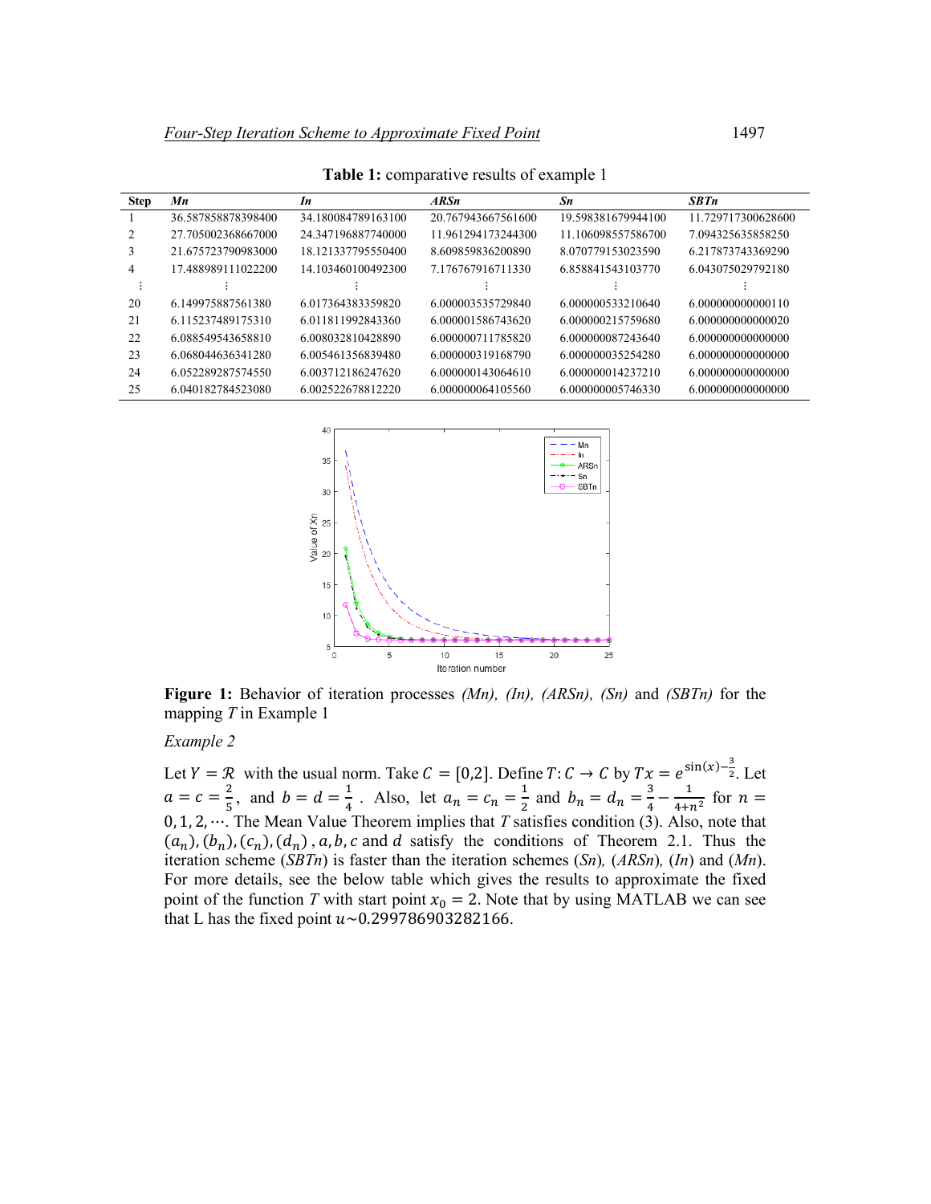**Table 1:** comparative results of example 1

| Step | *Mn* | *In* | *ARSn* | *Sn* | *SBTn* |
|---|---|---|---|---|---|
| 1 | 36.587858878398400 | 34.180084789163100 | 20.767943667561600 | 19.598381679944100 | 11.729717300628600 |
| 2 | 27.705002368667000 | 24.347196887740000 | 11.961294173244300 | 11.106098557586700 | 7.094325635858250 |
| 3 | 21.675723790983000 | 18.121337795550400 | 8.609859836200890 | 8.070779153023590 | 6.217873743369290 |
| 4 | 17.488989111022200 | 14.103460100492300 | 7.176767916711330 | 6.858841543103770 | 6.043075029792180 |
| ⋮ | ⋮ | ⋮ | ⋮ | ⋮ | ⋮ |
| 20 | 6.149975887561380 | 6.017364383359820 | 6.000003535729840 | 6.000000533210640 | 6.000000000000110 |
| 21 | 6.115237489175310 | 6.011811992843360 | 6.000001586743620 | 6.000000215759680 | 6.000000000000020 |
| 22 | 6.088549543658810 | 6.008032810428890 | 6.000000711785820 | 6.000000087243640 | 6.000000000000000 |
| 23 | 6.068044636341280 | 6.005461356839480 | 6.000000319168790 | 6.000000035254280 | 6.000000000000000 |
| 24 | 6.052289287574550 | 6.003712186247620 | 6.000000143064610 | 6.000000014237210 | 6.000000000000000 |
| 25 | 6.040182784523080 | 6.002522678812220 | 6.000000064105560 | 6.000000005746330 | 6.000000000000000 |

**Figure 1:** Behavior of iteration processes *(Mn), (In), (ARSn), (Sn)* and *(SBTn)* for the mapping $T$ in Example 1

*Example 2*

Let $Y = \mathcal{R}$ with the usual norm. Take $C = [0,2]$. Define $T: C \to C$ by $Tx = e^{\sin(x) - \frac{3}{2}}$. Let $a = c = \frac{2}{5}$, and $b = d = \frac{1}{4}$. Also, let $a_n = c_n = \frac{1}{2}$ and $b_n = d_n = \frac{3}{4} - \frac{1}{4+n^2}$ for $n = 0, 1, 2, \cdots$. The Mean Value Theorem implies that $T$ satisfies condition (3). Also, note that $(a_n), (b_n), (c_n), (d_n)$, $a, b, c$ and $d$ satisfy the conditions of Theorem 2.1. Thus the iteration scheme (*SBTn*) is faster than the iteration schemes (*Sn*), (*ARSn*), (*In*) and (*Mn*). For more details, see the below table which gives the results to approximate the fixed point of the function $T$ with start point $x_0 = 2$. Note that by using MATLAB we can see that L has the fixed point $u \sim 0.299786903282166$.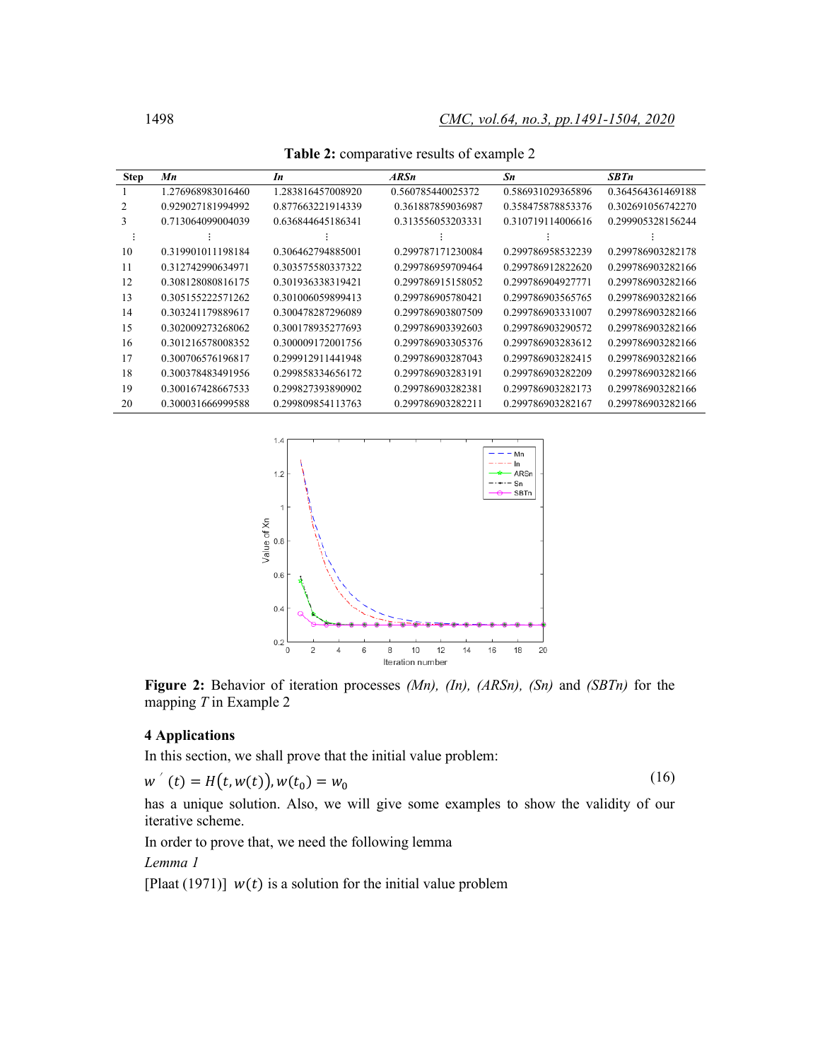**Table 2:** comparative results of example 2

| Step | *Mn* | *In* | *ARSn* | *Sn* | *SBTn* |
|---|---|---|---|---|---|
| 1 | 1.276968983016460 | 1.283816457008920 | 0.560785440025372 | 0.586931029365896 | 0.364564361469188 |
| 2 | 0.929027181994992 | 0.877663221914339 | 0.361887859036987 | 0.358475878853376 | 0.302691056742270 |
| 3 | 0.713064099004039 | 0.636844645186341 | 0.313556053203331 | 0.310719114006616 | 0.299905328156244 |
| ⋮ | ⋮ | ⋮ | ⋮ | ⋮ | ⋮ |
| 10 | 0.319901011198184 | 0.306462794885001 | 0.299787171230084 | 0.299786958532239 | 0.299786903282178 |
| 11 | 0.312742990634971 | 0.303575580337322 | 0.299786959709464 | 0.299786912822620 | 0.299786903282166 |
| 12 | 0.308128080816175 | 0.301936338319421 | 0.299786915158052 | 0.299786904927771 | 0.299786903282166 |
| 13 | 0.305155222571262 | 0.301006059899413 | 0.299786905780421 | 0.299786903565765 | 0.299786903282166 |
| 14 | 0.303241179889617 | 0.300478287296089 | 0.299786903807509 | 0.299786903331007 | 0.299786903282166 |
| 15 | 0.302009273268062 | 0.300178935277693 | 0.299786903392603 | 0.299786903290572 | 0.299786903282166 |
| 16 | 0.301216578008352 | 0.300009172001756 | 0.299786903305376 | 0.299786903283612 | 0.299786903282166 |
| 17 | 0.300706576196817 | 0.299912911441948 | 0.299786903287043 | 0.299786903282415 | 0.299786903282166 |
| 18 | 0.300378483491956 | 0.299858334656172 | 0.299786903283191 | 0.299786903282209 | 0.299786903282166 |
| 19 | 0.300167428667533 | 0.299827393890902 | 0.299786903282381 | 0.299786903282173 | 0.299786903282166 |
| 20 | 0.300031666999588 | 0.299809854113763 | 0.299786903282211 | 0.299786903282167 | 0.299786903282166 |

**Figure 2:** Behavior of iteration processes *(Mn), (In), (ARSn), (Sn)* and *(SBTn)* for the mapping $T$ in Example 2

## 4 Applications

In this section, we shall prove that the initial value problem:

$$w'(t) = H\big(t, w(t)\big), w(t_0) = w_0 \tag{16}$$

has a unique solution. Also, we will give some examples to show the validity of our iterative scheme.

In order to prove that, we need the following lemma

*Lemma 1*

[Plaat (1971)] $w(t)$ is a solution for the initial value problem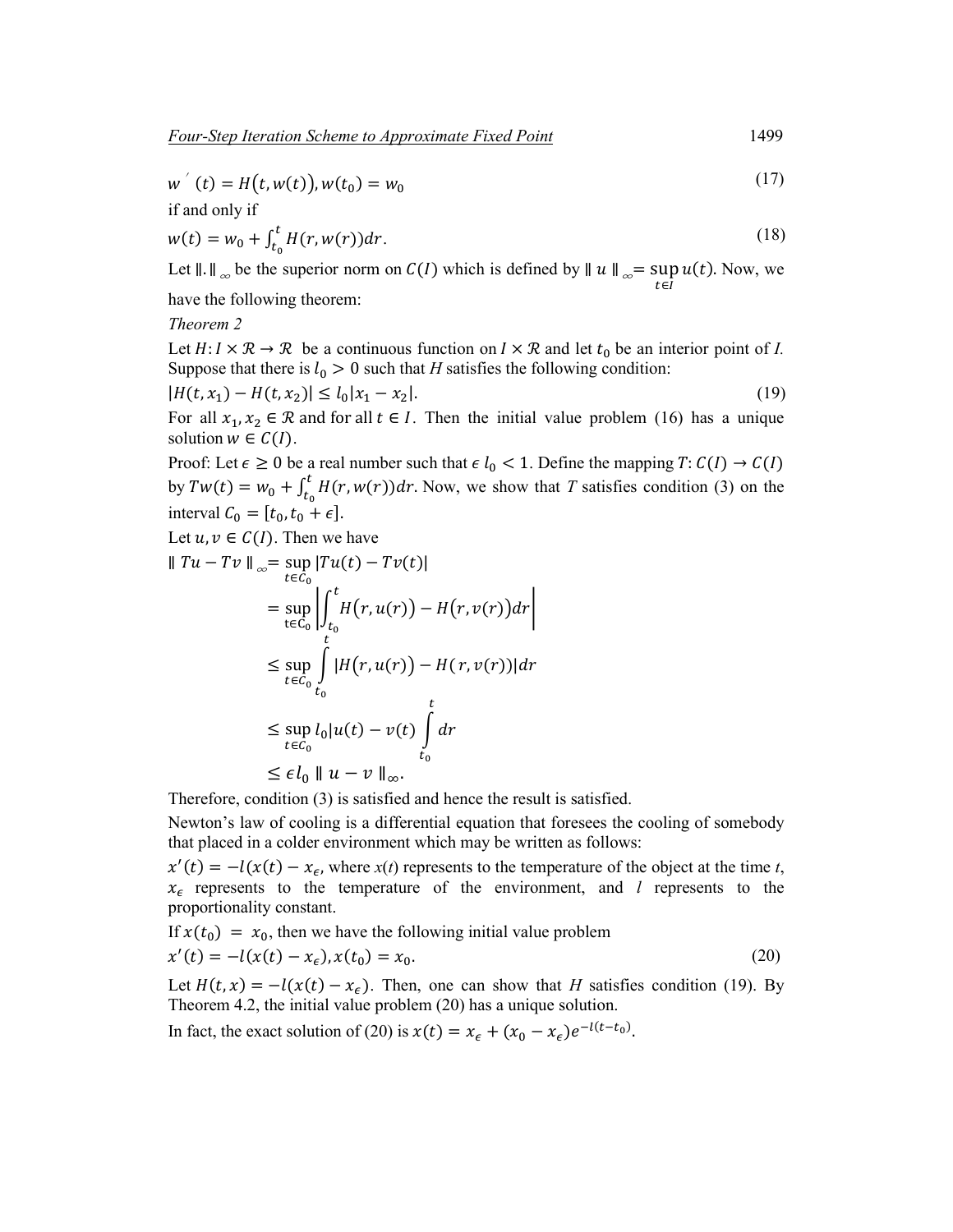$$w'(t) = H(t, w(t)), w(t_0) = w_0 \tag{17}$$

if and only if

$$w(t) = w_0 + \int_{t_0}^{t} H(r, w(r))dr. \tag{18}$$

Let $\|.\|_{\infty}$ be the superior norm on $C(I)$ which is defined by $\| u \|_{\infty} = \sup_{t \in I} u(t)$. Now, we have the following theorem:

*Theorem 2*

Let $H: I \times \mathcal{R} \to \mathcal{R}$ be a continuous function on $I \times \mathcal{R}$ and let $t_0$ be an interior point of *I*. Suppose that there is $l_0 > 0$ such that $H$ satisfies the following condition:

$$|H(t, x_1) - H(t, x_2)| \leq l_0 |x_1 - x_2|. \tag{19}$$

For all $x_1, x_2 \in \mathcal{R}$ and for all $t \in I$. Then the initial value problem (16) has a unique solution $w \in C(I)$.

Proof: Let $\epsilon \geq 0$ be a real number such that $\epsilon\, l_0 < 1$. Define the mapping $T: C(I) \to C(I)$ by $Tw(t) = w_0 + \int_{t_0}^{t} H(r, w(r))dr$. Now, we show that *T* satisfies condition (3) on the interval $C_0 = [t_0, t_0 + \epsilon]$.

Let $u, v \in C(I)$. Then we have

$$\begin{aligned}
\| Tu - Tv \|_{\infty} &= \sup_{t \in C_0} |Tu(t) - Tv(t)| \\
&= \sup_{t \in C_0} \left| \int_{t_0}^{t} H(r, u(r)) - H(r, v(r)) dr \right| \\
&\leq \sup_{t \in C_0} \int_{t_0}^{t} |H(r, u(r)) - H(r, v(r))| dr \\
&\leq \sup_{t \in C_0} l_0 |u(t) - v(t) \int_{t_0}^{t} dr \\
&\leq \epsilon l_0 \| u - v \|_{\infty}.
\end{aligned}$$

Therefore, condition (3) is satisfied and hence the result is satisfied.

Newton's law of cooling is a differential equation that foresees the cooling of somebody that placed in a colder environment which may be written as follows:

$x'(t) = -l(x(t) - x_{\epsilon}$, where *x*(*t*) represents to the temperature of the object at the time *t*, $x_{\epsilon}$ represents to the temperature of the environment, and *l* represents to the proportionality constant.

If $x(t_0) = x_0$, then we have the following initial value problem

$$x'(t) = -l(x(t) - x_{\epsilon}), x(t_0) = x_0. \tag{20}$$

Let $H(t, x) = -l(x(t) - x_{\epsilon})$. Then, one can show that *H* satisfies condition (19). By Theorem 4.2, the initial value problem (20) has a unique solution.

In fact, the exact solution of (20) is $x(t) = x_{\epsilon} + (x_0 - x_{\epsilon})e^{-l(t - t_0)}$.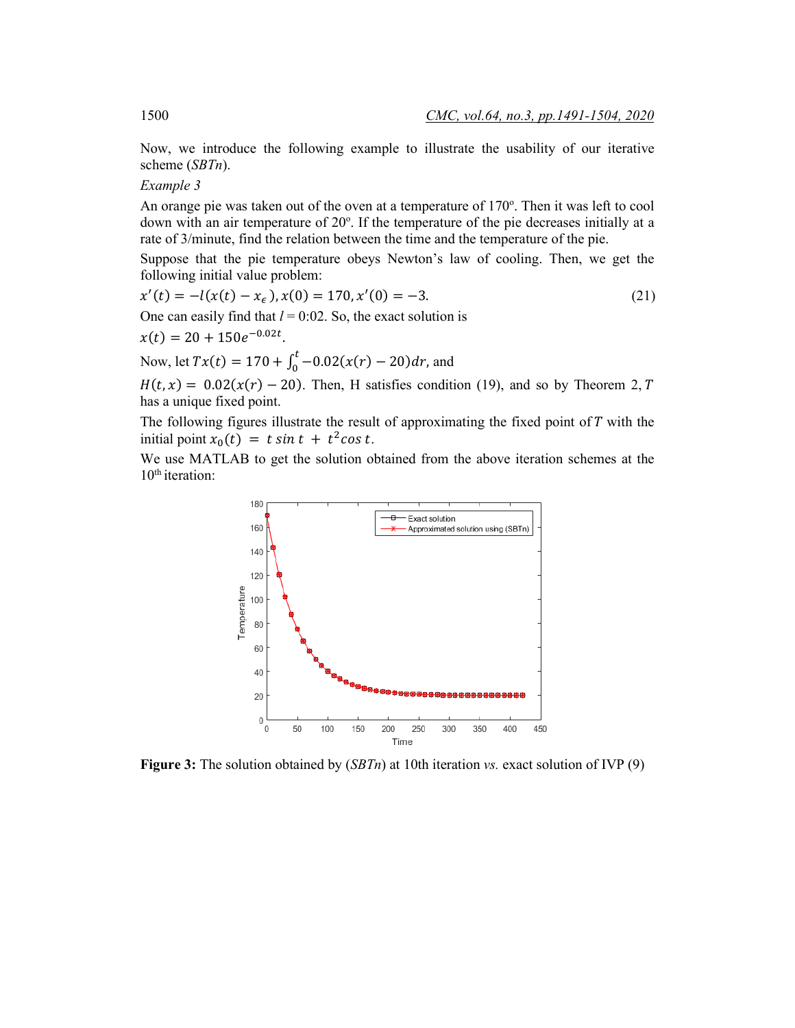Now, we introduce the following example to illustrate the usability of our iterative scheme (*SBTn*).

*Example 3*

An orange pie was taken out of the oven at a temperature of 170º. Then it was left to cool down with an air temperature of 20º. If the temperature of the pie decreases initially at a rate of 3/minute, find the relation between the time and the temperature of the pie.

Suppose that the pie temperature obeys Newton's law of cooling. Then, we get the following initial value problem:

$$x'(t) = -l(x(t) - x_\epsilon), x(0) = 170, x'(0) = -3. \tag{21}$$

One can easily find that $l = 0{:}02$. So, the exact solution is

$x(t) = 20 + 150e^{-0.02t}$.

Now, let $Tx(t) = 170 + \int_0^t -0.02(x(r) - 20)dr$, and

$H(t, x) = 0.02(x(r) - 20)$. Then, H satisfies condition (19), and so by Theorem 2, $T$ has a unique fixed point.

The following figures illustrate the result of approximating the fixed point of $T$ with the initial point $x_0(t) = t \sin t + t^2 \cos t$.

We use MATLAB to get the solution obtained from the above iteration schemes at the 10th iteration:

**Figure 3:** The solution obtained by (*SBTn*) at 10th iteration *vs.* exact solution of IVP (9)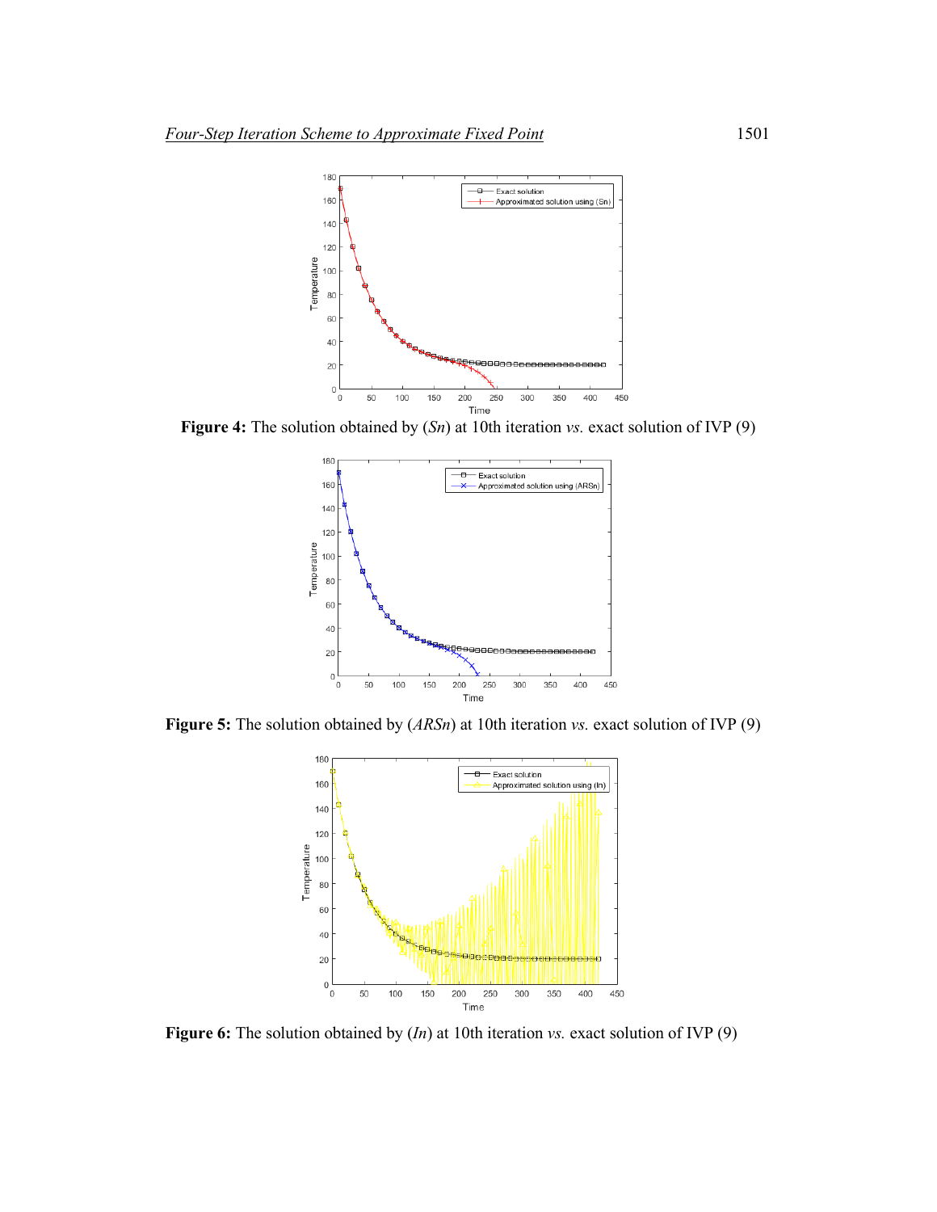**Figure 4:** The solution obtained by (*Sn*) at 10th iteration *vs.* exact solution of IVP (9)

**Figure 5:** The solution obtained by (*ARSn*) at 10th iteration *vs.* exact solution of IVP (9)

**Figure 6:** The solution obtained by (*In*) at 10th iteration *vs.* exact solution of IVP (9)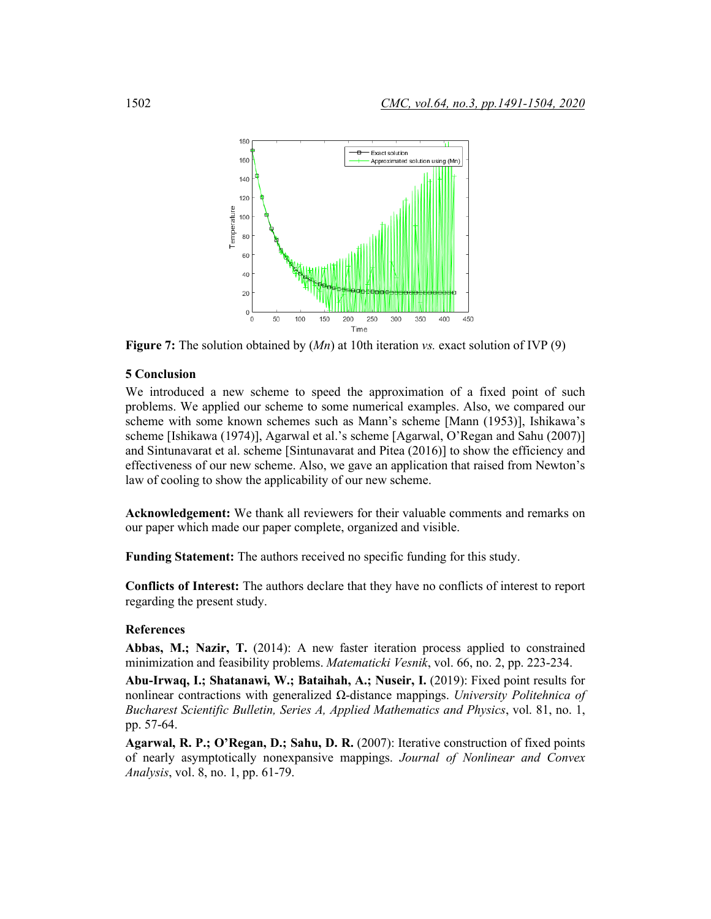**Figure 7:** The solution obtained by ($Mn$) at 10th iteration *vs.* exact solution of IVP (9)

### 5 Conclusion

We introduced a new scheme to speed the approximation of a fixed point of such problems. We applied our scheme to some numerical examples. Also, we compared our scheme with some known schemes such as Mann's scheme [Mann (1953)], Ishikawa's scheme [Ishikawa (1974)], Agarwal et al.'s scheme [Agarwal, O'Regan and Sahu (2007)] and Sintunavarat et al. scheme [Sintunavarat and Pitea (2016)] to show the efficiency and effectiveness of our new scheme. Also, we gave an application that raised from Newton's law of cooling to show the applicability of our new scheme.

**Acknowledgement:** We thank all reviewers for their valuable comments and remarks on our paper which made our paper complete, organized and visible.

**Funding Statement:** The authors received no specific funding for this study.

**Conflicts of Interest:** The authors declare that they have no conflicts of interest to report regarding the present study.

### References

**Abbas, M.; Nazir, T.** (2014): A new faster iteration process applied to constrained minimization and feasibility problems. *Matematicki Vesnik*, vol. 66, no. 2, pp. 223-234.

**Abu-Irwaq, I.; Shatanawi, W.; Bataihah, A.; Nuseir, I.** (2019): Fixed point results for nonlinear contractions with generalized Ω-distance mappings. *University Politehnica of Bucharest Scientific Bulletin, Series A, Applied Mathematics and Physics*, vol. 81, no. 1, pp. 57-64.

**Agarwal, R. P.; O'Regan, D.; Sahu, D. R.** (2007): Iterative construction of fixed points of nearly asymptotically nonexpansive mappings. *Journal of Nonlinear and Convex Analysis*, vol. 8, no. 1, pp. 61-79.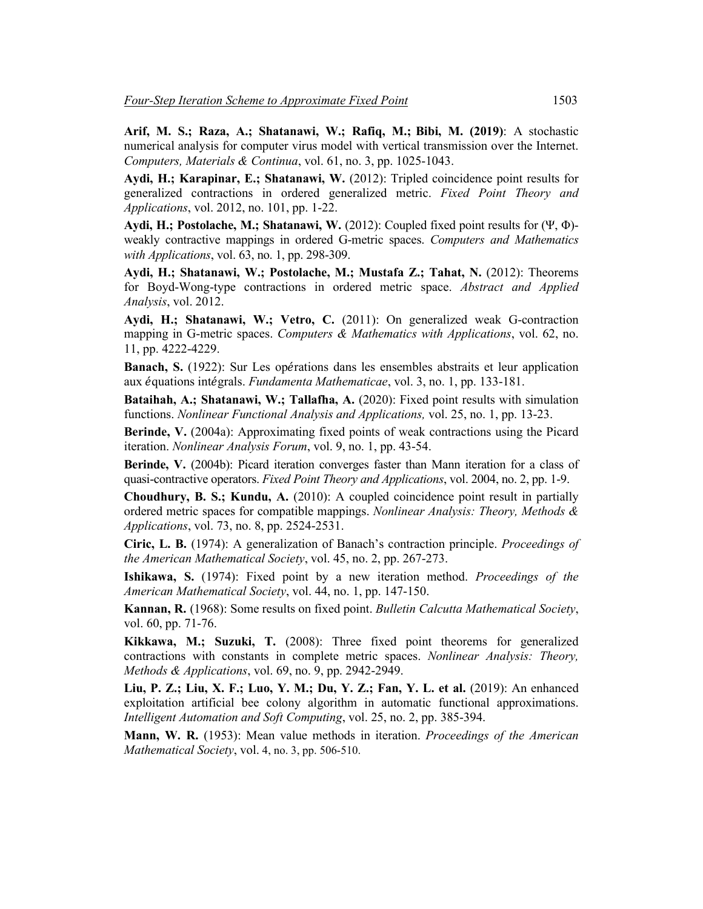**Arif, M. S.; Raza, A.; Shatanawi, W.; Rafiq, M.; Bibi, M. (2019)**: A stochastic numerical analysis for computer virus model with vertical transmission over the Internet. *Computers, Materials & Continua*, vol. 61, no. 3, pp. 1025-1043.

**Aydi, H.; Karapinar, E.; Shatanawi, W.** (2012): Tripled coincidence point results for generalized contractions in ordered generalized metric. *Fixed Point Theory and Applications*, vol. 2012, no. 101, pp. 1-22.

**Aydi, H.; Postolache, M.; Shatanawi, W.** (2012): Coupled fixed point results for (Ψ, Φ)-weakly contractive mappings in ordered G-metric spaces. *Computers and Mathematics with Applications*, vol. 63, no. 1, pp. 298-309.

**Aydi, H.; Shatanawi, W.; Postolache, M.; Mustafa Z.; Tahat, N.** (2012): Theorems for Boyd-Wong-type contractions in ordered metric space. *Abstract and Applied Analysis*, vol. 2012.

**Aydi, H.; Shatanawi, W.; Vetro, C.** (2011): On generalized weak G-contraction mapping in G-metric spaces. *Computers & Mathematics with Applications*, vol. 62, no. 11, pp. 4222-4229.

**Banach, S.** (1922): Sur Les opérations dans les ensembles abstraits et leur application aux équations intégrals. *Fundamenta Mathematicae*, vol. 3, no. 1, pp. 133-181.

**Bataihah, A.; Shatanawi, W.; Tallafha, A.** (2020): Fixed point results with simulation functions. *Nonlinear Functional Analysis and Applications,* vol. 25, no. 1, pp. 13-23.

**Berinde, V.** (2004a): Approximating fixed points of weak contractions using the Picard iteration. *Nonlinear Analysis Forum*, vol. 9, no. 1, pp. 43-54.

**Berinde, V.** (2004b): Picard iteration converges faster than Mann iteration for a class of quasi-contractive operators. *Fixed Point Theory and Applications*, vol. 2004, no. 2, pp. 1-9.

**Choudhury, B. S.; Kundu, A.** (2010): A coupled coincidence point result in partially ordered metric spaces for compatible mappings. *Nonlinear Analysis: Theory, Methods & Applications*, vol. 73, no. 8, pp. 2524-2531.

**Ciric, L. B.** (1974): A generalization of Banach's contraction principle. *Proceedings of the American Mathematical Society*, vol. 45, no. 2, pp. 267-273.

**Ishikawa, S.** (1974): Fixed point by a new iteration method. *Proceedings of the American Mathematical Society*, vol. 44, no. 1, pp. 147-150.

**Kannan, R.** (1968): Some results on fixed point. *Bulletin Calcutta Mathematical Society*, vol. 60, pp. 71-76.

**Kikkawa, M.; Suzuki, T.** (2008): Three fixed point theorems for generalized contractions with constants in complete metric spaces. *Nonlinear Analysis: Theory, Methods & Applications*, vol. 69, no. 9, pp. 2942-2949.

**Liu, P. Z.; Liu, X. F.; Luo, Y. M.; Du, Y. Z.; Fan, Y. L. et al.** (2019): An enhanced exploitation artificial bee colony algorithm in automatic functional approximations. *Intelligent Automation and Soft Computing*, vol. 25, no. 2, pp. 385-394.

**Mann, W. R.** (1953): Mean value methods in iteration. *Proceedings of the American Mathematical Society*, vol. 4, no. 3, pp. 506-510.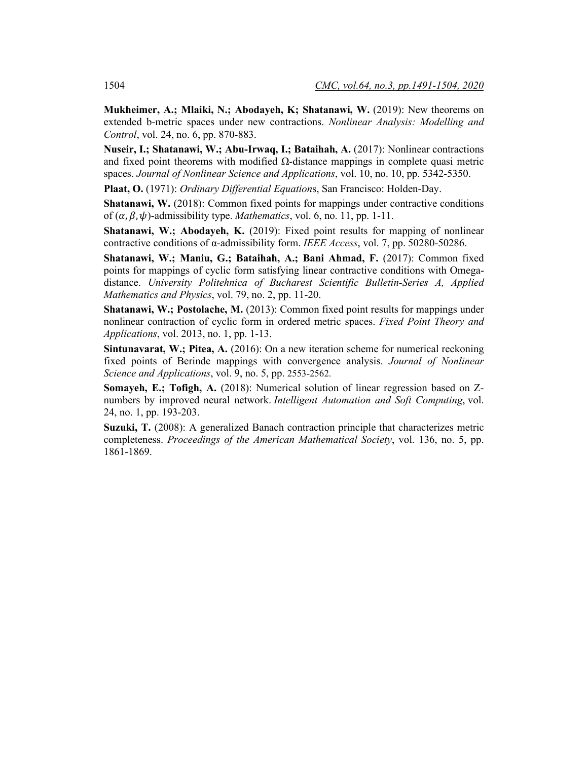**Mukheimer, A.; Mlaiki, N.; Abodayeh, K; Shatanawi, W.** (2019): New theorems on extended b-metric spaces under new contractions. *Nonlinear Analysis: Modelling and Control*, vol. 24, no. 6, pp. 870-883.

**Nuseir, I.; Shatanawi, W.; Abu-Irwaq, I.; Bataihah, A.** (2017): Nonlinear contractions and fixed point theorems with modified Ω-distance mappings in complete quasi metric spaces. *Journal of Nonlinear Science and Applications*, vol. 10, no. 10, pp. 5342-5350.

**Plaat, O.** (1971): *Ordinary Differential Equations*, San Francisco: Holden-Day.

**Shatanawi, W.** (2018): Common fixed points for mappings under contractive conditions of $(\alpha, \beta, \psi)$-admissibility type. *Mathematics*, vol. 6, no. 11, pp. 1-11.

**Shatanawi, W.; Abodayeh, K.** (2019): Fixed point results for mapping of nonlinear contractive conditions of α-admissibility form. *IEEE Access*, vol. 7, pp. 50280-50286.

**Shatanawi, W.; Maniu, G.; Bataihah, A.; Bani Ahmad, F.** (2017): Common fixed points for mappings of cyclic form satisfying linear contractive conditions with Omega-distance. *University Politehnica of Bucharest Scientific Bulletin-Series A, Applied Mathematics and Physics*, vol. 79, no. 2, pp. 11-20.

**Shatanawi, W.; Postolache, M.** (2013): Common fixed point results for mappings under nonlinear contraction of cyclic form in ordered metric spaces. *Fixed Point Theory and Applications*, vol. 2013, no. 1, pp. 1-13.

**Sintunavarat, W.; Pitea, A.** (2016): On a new iteration scheme for numerical reckoning fixed points of Berinde mappings with convergence analysis. *Journal of Nonlinear Science and Applications*, vol. 9, no. 5, pp. 2553-2562.

**Somayeh, E.; Tofigh, A.** (2018): Numerical solution of linear regression based on Z-numbers by improved neural network. *Intelligent Automation and Soft Computing*, vol. 24, no. 1, pp. 193-203.

**Suzuki, T.** (2008): A generalized Banach contraction principle that characterizes metric completeness. *Proceedings of the American Mathematical Society*, vol. 136, no. 5, pp. 1861-1869.